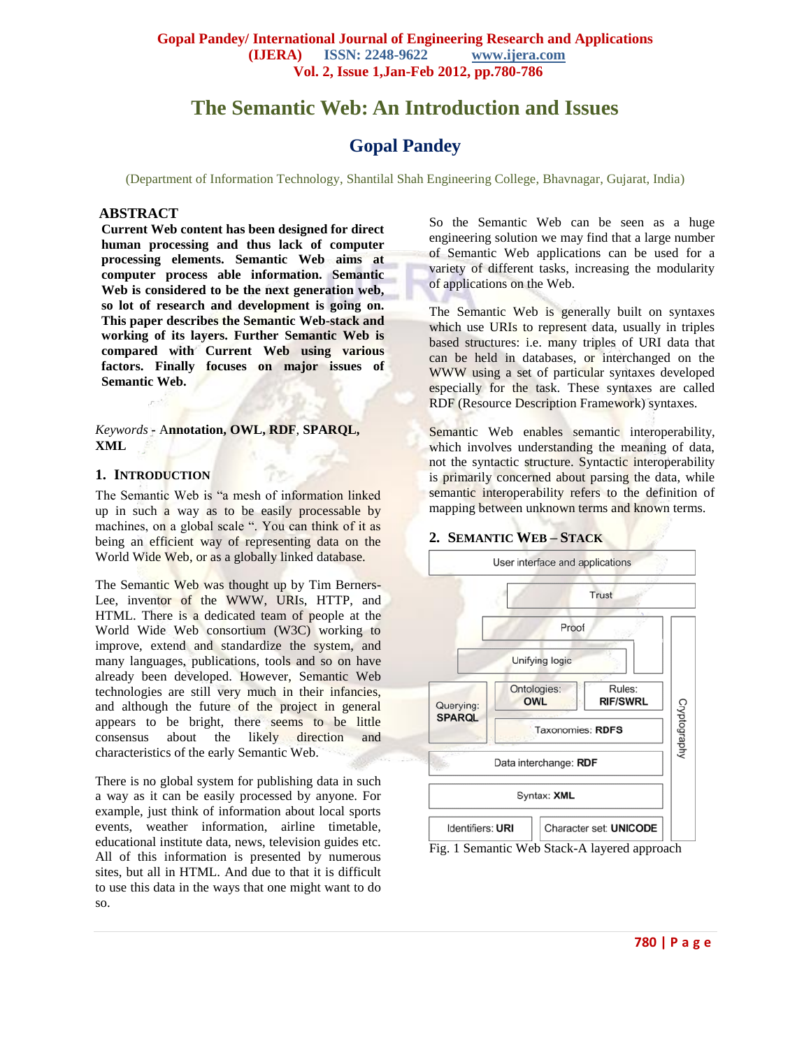# The Semantic Web: An Introduction and Issues

## Gopal Pandey

(Department of Information Technology, Shantilal Shah Engineering College, Bhavnagar, Gujarat, India)

### ABSTRACT

**Current Web content has been designed for direct human processing and thus lack of computer processing elements. Semantic Web aims at computer process able information. Semantic Web is considered to be the next generation web, so lot of research and development is going on. This paper describes the Semantic Web-stack and working of its layers. Further Semantic Web is compared with Current Web using various factors. Finally focuses on major issues of Semantic Web.**

*Keywords* - **Annotation, OWL, RDF**, **SPARQL, XML**

## 1. INTRODUCTION

The Semantic Web is "a mesh of information linked up in such a way as to be easily processable by machines, on a global scale ". You can think of it as being an efficient way of representing data on the World Wide Web, or as a globally linked database.

The Semantic Web was thought up by Tim Berners-Lee, inventor of the WWW, URIs, HTTP, and HTML. There is a dedicated team of people at the World Wide Web consortium (W3C) working to improve, extend and standardize the system, and many languages, publications, tools and so on have already been developed. However, Semantic Web technologies are still very much in their infancies, and although the future of the project in general appears to be bright, there seems to be little consensus about the likely direction and characteristics of the early Semantic Web.

There is no global system for publishing data in such a way as it can be easily processed by anyone. For example, just think of information about local sports events, weather information, airline timetable, educational institute data, news, television guides etc. All of this information is presented by numerous sites, but all in HTML. And due to that it is difficult to use this data in the ways that one might want to do so.

So the Semantic Web can be seen as a huge engineering solution we may find that a large number of Semantic Web applications can be used for a variety of different tasks, increasing the modularity of applications on the Web.

The Semantic Web is generally built on syntaxes which use URIs to represent data, usually in triples based structures: i.e. many triples of URI data that can be held in databases, or interchanged on the WWW using a set of particular syntaxes developed especially for the task. These syntaxes are called RDF (Resource Description Framework) syntaxes.

Semantic Web enables semantic interoperability, which involves understanding the meaning of data, not the syntactic structure. Syntactic interoperability is primarily concerned about parsing the data, while semantic interoperability refers to the definition of mapping between unknown terms and known terms.

## 2. SEMANTIC WEB – STACK

| User interface and applications | | | |
|---|---|---|---|
| Trust | | | Cryptography |
| Proof | | | Cryptography |
| Unifying logic | | | Cryptography |
| Querying: **SPARQL** | Ontologies: **OWL** | Rules: **RIF/SWRL** | Cryptography |
| Querying: **SPARQL** | Taxonomies: **RDFS** | | Cryptography |
| Data interchange: **RDF** | | | Cryptography |
| Syntax: **XML** | | | Cryptography |
| Identifiers: **URI** | Character set: **UNICODE** | | Cryptography |

Fig. 1 Semantic Web Stack-A layered approach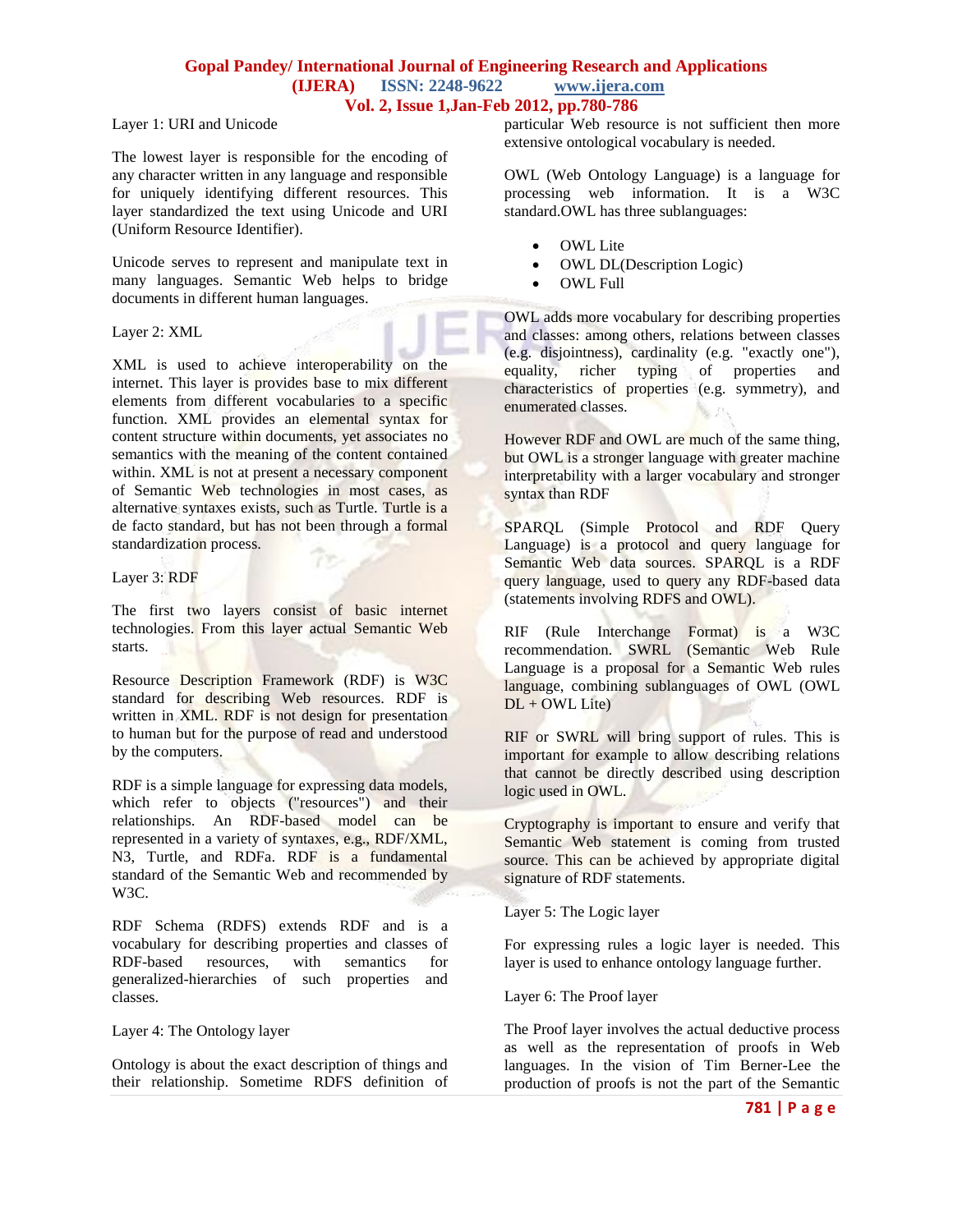Layer 1: URI and Unicode

The lowest layer is responsible for the encoding of any character written in any language and responsible for uniquely identifying different resources. This layer standardized the text using Unicode and URI (Uniform Resource Identifier).

Unicode serves to represent and manipulate text in many languages. Semantic Web helps to bridge documents in different human languages.

Layer 2: XML

XML is used to achieve interoperability on the internet. This layer is provides base to mix different elements from different vocabularies to a specific function. XML provides an elemental syntax for content structure within documents, yet associates no semantics with the meaning of the content contained within. XML is not at present a necessary component of Semantic Web technologies in most cases, as alternative syntaxes exists, such as Turtle. Turtle is a de facto standard, but has not been through a formal standardization process.

Layer 3: RDF

The first two layers consist of basic internet technologies. From this layer actual Semantic Web starts.

Resource Description Framework (RDF) is W3C standard for describing Web resources. RDF is written in XML. RDF is not design for presentation to human but for the purpose of read and understood by the computers.

RDF is a simple language for expressing data models, which refer to objects ("resources") and their relationships. An RDF-based model can be represented in a variety of syntaxes, e.g., RDF/XML, N3, Turtle, and RDFa. RDF is a fundamental standard of the Semantic Web and recommended by W3C.

RDF Schema (RDFS) extends RDF and is a vocabulary for describing properties and classes of RDF-based resources, with semantics for generalized-hierarchies of such properties and classes.

Layer 4: The Ontology layer

Ontology is about the exact description of things and their relationship. Sometime RDFS definition of particular Web resource is not sufficient then more extensive ontological vocabulary is needed.

OWL (Web Ontology Language) is a language for processing web information. It is a W3C standard.OWL has three sublanguages:

- OWL Lite
- OWL DL(Description Logic)
- OWL Full

OWL adds more vocabulary for describing properties and classes: among others, relations between classes (e.g. disjointness), cardinality (e.g. "exactly one"), equality, richer typing of properties and characteristics of properties (e.g. symmetry), and enumerated classes.

However RDF and OWL are much of the same thing, but OWL is a stronger language with greater machine interpretability with a larger vocabulary and stronger syntax than RDF

SPARQL (Simple Protocol and RDF Query Language) is a protocol and query language for Semantic Web data sources. SPARQL is a RDF query language, used to query any RDF-based data (statements involving RDFS and OWL).

RIF (Rule Interchange Format) is a W3C recommendation. SWRL (Semantic Web Rule Language is a proposal for a Semantic Web rules language, combining sublanguages of OWL (OWL DL + OWL Lite)

RIF or SWRL will bring support of rules. This is important for example to allow describing relations that cannot be directly described using description logic used in OWL.

Cryptography is important to ensure and verify that Semantic Web statement is coming from trusted source. This can be achieved by appropriate digital signature of RDF statements.

Layer 5: The Logic layer

For expressing rules a logic layer is needed. This layer is used to enhance ontology language further.

Layer 6: The Proof layer

The Proof layer involves the actual deductive process as well as the representation of proofs in Web languages. In the vision of Tim Berner-Lee the production of proofs is not the part of the Semantic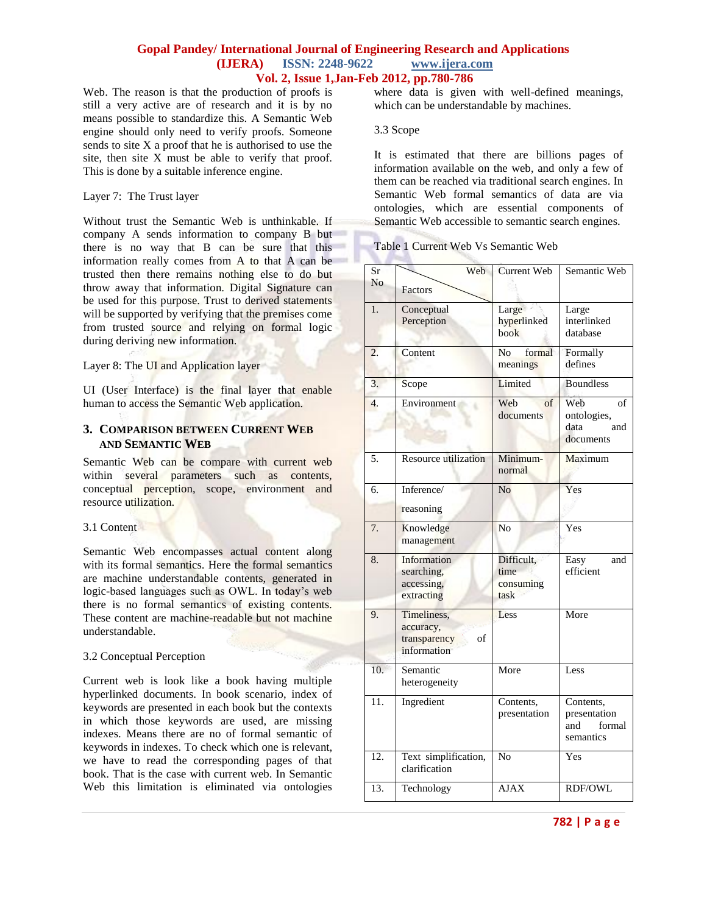Web. The reason is that the production of proofs is still a very active are of research and it is by no means possible to standardize this. A Semantic Web engine should only need to verify proofs. Someone sends to site X a proof that he is authorised to use the site, then site X must be able to verify that proof. This is done by a suitable inference engine.

Layer 7: The Trust layer

Without trust the Semantic Web is unthinkable. If company A sends information to company B but there is no way that B can be sure that this information really comes from A to that A can be trusted then there remains nothing else to do but throw away that information. Digital Signature can be used for this purpose. Trust to derived statements will be supported by verifying that the premises come from trusted source and relying on formal logic during deriving new information.

Layer 8: The UI and Application layer

UI (User Interface) is the final layer that enable human to access the Semantic Web application.

## 3. Comparison between Current Web and Semantic Web

Semantic Web can be compare with current web within several parameters such as contents, conceptual perception, scope, environment and resource utilization.

3.1 Content

Semantic Web encompasses actual content along with its formal semantics. Here the formal semantics are machine understandable contents, generated in logic-based languages such as OWL. In today's web there is no formal semantics of existing contents. These content are machine-readable but not machine understandable.

3.2 Conceptual Perception

Current web is look like a book having multiple hyperlinked documents. In book scenario, index of keywords are presented in each book but the contexts in which those keywords are used, are missing indexes. Means there are no of formal semantic of keywords in indexes. To check which one is relevant, we have to read the corresponding pages of that book. That is the case with current web. In Semantic Web this limitation is eliminated via ontologies where data is given with well-defined meanings, which can be understandable by machines.

3.3 Scope

It is estimated that there are billions pages of information available on the web, and only a few of them can be reached via traditional search engines. In Semantic Web formal semantics of data are via ontologies, which are essential components of Semantic Web accessible to semantic search engines.

Table 1 Current Web Vs Semantic Web

| Sr No | Web / Factors | Current Web | Semantic Web |
|---|---|---|---|
| 1. | Conceptual Perception | Large hyperlinked book | Large interlinked database |
| 2. | Content | No formal meanings | Formally defines |
| 3. | Scope | Limited | Boundless |
| 4. | Environment | Web of documents | Web of ontologies, data and documents |
| 5. | Resource utilization | Minimum-normal | Maximum |
| 6. | Inference/ reasoning | No | Yes |
| 7. | Knowledge management | No | Yes |
| 8. | Information searching, accessing, extracting | Difficult, time consuming task | Easy and efficient |
| 9. | Timeliness, accuracy, transparency of information | Less | More |
| 10. | Semantic heterogeneity | More | Less |
| 11. | Ingredient | Contents, presentation | Contents, presentation and formal semantics |
| 12. | Text simplification, clarification | No | Yes |
| 13. | Technology | AJAX | RDF/OWL |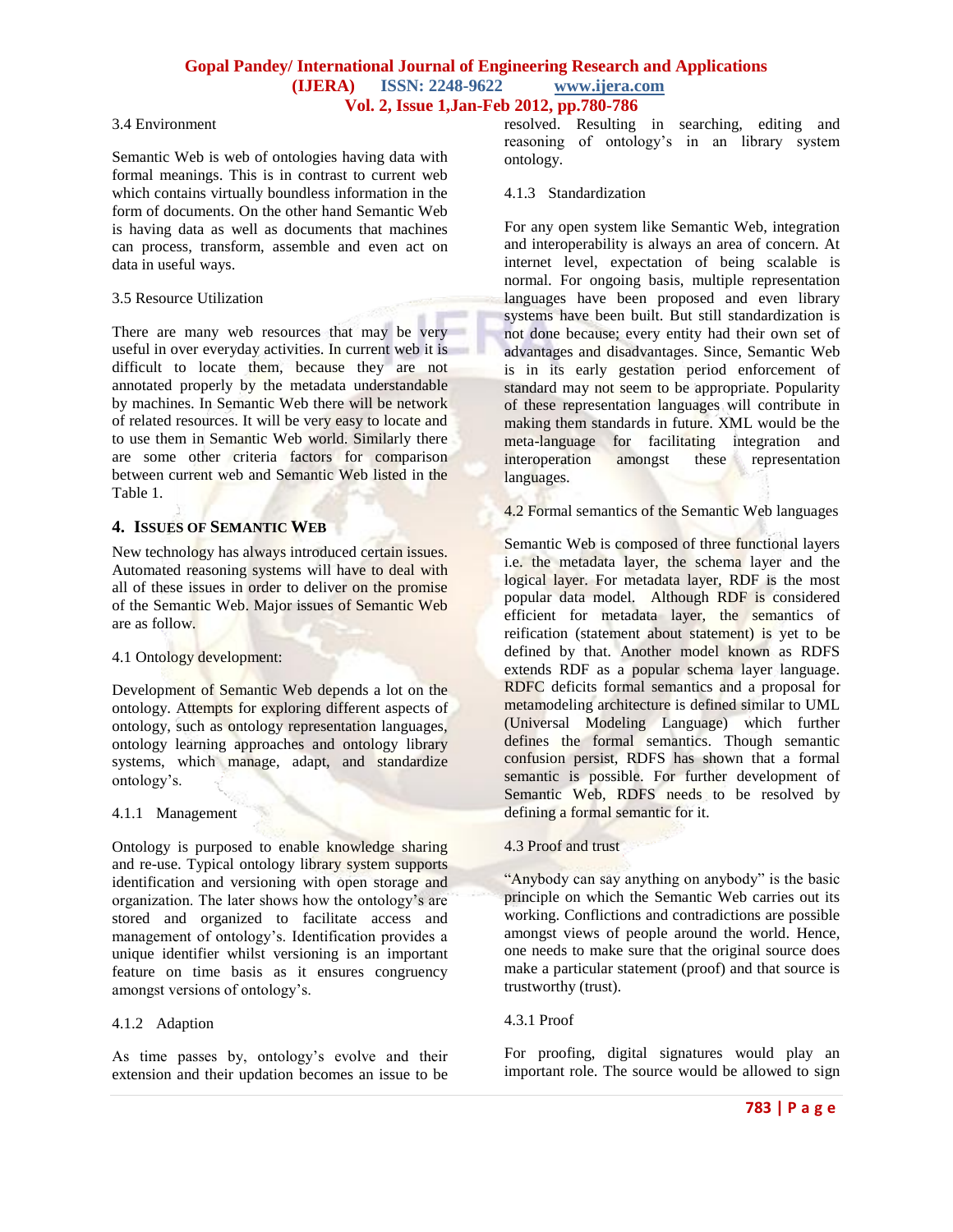3.4 Environment

Semantic Web is web of ontologies having data with formal meanings. This is in contrast to current web which contains virtually boundless information in the form of documents. On the other hand Semantic Web is having data as well as documents that machines can process, transform, assemble and even act on data in useful ways.

3.5 Resource Utilization

There are many web resources that may be very useful in over everyday activities. In current web it is difficult to locate them, because they are not annotated properly by the metadata understandable by machines. In Semantic Web there will be network of related resources. It will be very easy to locate and to use them in Semantic Web world. Similarly there are some other criteria factors for comparison between current web and Semantic Web listed in the Table 1.

## 4. Issues of Semantic Web

New technology has always introduced certain issues. Automated reasoning systems will have to deal with all of these issues in order to deliver on the promise of the Semantic Web. Major issues of Semantic Web are as follow.

4.1 Ontology development:

Development of Semantic Web depends a lot on the ontology. Attempts for exploring different aspects of ontology, such as ontology representation languages, ontology learning approaches and ontology library systems, which manage, adapt, and standardize ontology's.

4.1.1 Management

Ontology is purposed to enable knowledge sharing and re-use. Typical ontology library system supports identification and versioning with open storage and organization. The later shows how the ontology's are stored and organized to facilitate access and management of ontology's. Identification provides a unique identifier whilst versioning is an important feature on time basis as it ensures congruency amongst versions of ontology's.

4.1.2 Adaption

As time passes by, ontology's evolve and their extension and their updation becomes an issue to be resolved. Resulting in searching, editing and reasoning of ontology's in an library system ontology.

4.1.3 Standardization

For any open system like Semantic Web, integration and interoperability is always an area of concern. At internet level, expectation of being scalable is normal. For ongoing basis, multiple representation languages have been proposed and even library systems have been built. But still standardization is not done because; every entity had their own set of advantages and disadvantages. Since, Semantic Web is in its early gestation period enforcement of standard may not seem to be appropriate. Popularity of these representation languages will contribute in making them standards in future. XML would be the meta-language for facilitating integration and interoperation amongst these representation languages.

4.2 Formal semantics of the Semantic Web languages

Semantic Web is composed of three functional layers i.e. the metadata layer, the schema layer and the logical layer. For metadata layer, RDF is the most popular data model. Although RDF is considered efficient for metadata layer, the semantics of reification (statement about statement) is yet to be defined by that. Another model known as RDFS extends RDF as a popular schema layer language. RDFC deficits formal semantics and a proposal for metamodeling architecture is defined similar to UML (Universal Modeling Language) which further defines the formal semantics. Though semantic confusion persist, RDFS has shown that a formal semantic is possible. For further development of Semantic Web, RDFS needs to be resolved by defining a formal semantic for it.

4.3 Proof and trust

"Anybody can say anything on anybody" is the basic principle on which the Semantic Web carries out its working. Conflictions and contradictions are possible amongst views of people around the world. Hence, one needs to make sure that the original source does make a particular statement (proof) and that source is trustworthy (trust).

4.3.1 Proof

For proofing, digital signatures would play an important role. The source would be allowed to sign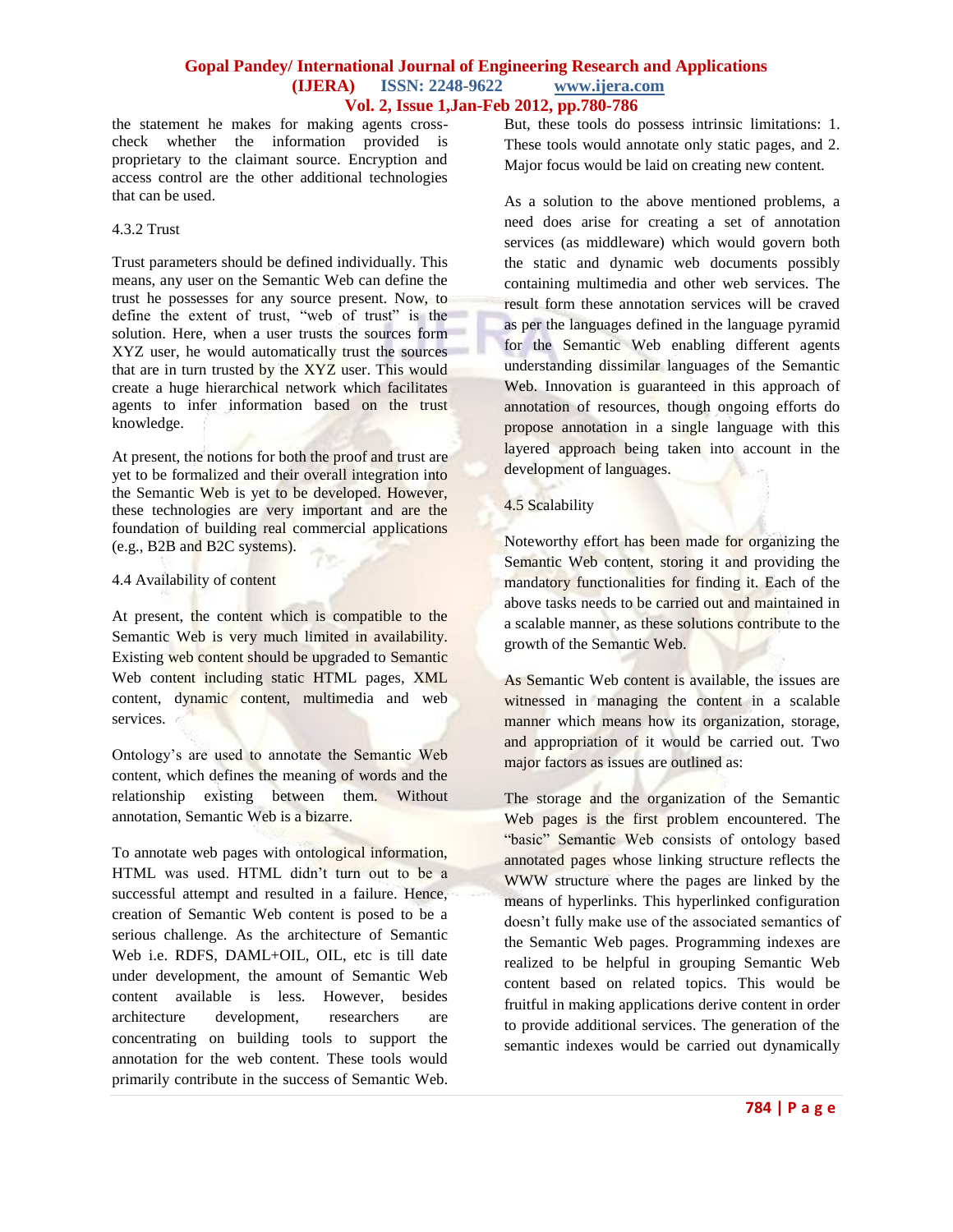the statement he makes for making agents cross-check whether the information provided is proprietary to the claimant source. Encryption and access control are the other additional technologies that can be used.

4.3.2 Trust

Trust parameters should be defined individually. This means, any user on the Semantic Web can define the trust he possesses for any source present. Now, to define the extent of trust, "web of trust" is the solution. Here, when a user trusts the sources form XYZ user, he would automatically trust the sources that are in turn trusted by the XYZ user. This would create a huge hierarchical network which facilitates agents to infer information based on the trust knowledge.

At present, the notions for both the proof and trust are yet to be formalized and their overall integration into the Semantic Web is yet to be developed. However, these technologies are very important and are the foundation of building real commercial applications (e.g., B2B and B2C systems).

4.4 Availability of content

At present, the content which is compatible to the Semantic Web is very much limited in availability. Existing web content should be upgraded to Semantic Web content including static HTML pages, XML content, dynamic content, multimedia and web services.

Ontology's are used to annotate the Semantic Web content, which defines the meaning of words and the relationship existing between them. Without annotation, Semantic Web is a bizarre.

To annotate web pages with ontological information, HTML was used. HTML didn't turn out to be a successful attempt and resulted in a failure. Hence, creation of Semantic Web content is posed to be a serious challenge. As the architecture of Semantic Web i.e. RDFS, DAML+OIL, OIL, etc is till date under development, the amount of Semantic Web content available is less. However, besides architecture development, researchers are concentrating on building tools to support the annotation for the web content. These tools would primarily contribute in the success of Semantic Web. But, these tools do possess intrinsic limitations: 1. These tools would annotate only static pages, and 2. Major focus would be laid on creating new content.

As a solution to the above mentioned problems, a need does arise for creating a set of annotation services (as middleware) which would govern both the static and dynamic web documents possibly containing multimedia and other web services. The result form these annotation services will be craved as per the languages defined in the language pyramid for the Semantic Web enabling different agents understanding dissimilar languages of the Semantic Web. Innovation is guaranteed in this approach of annotation of resources, though ongoing efforts do propose annotation in a single language with this layered approach being taken into account in the development of languages.

4.5 Scalability

Noteworthy effort has been made for organizing the Semantic Web content, storing it and providing the mandatory functionalities for finding it. Each of the above tasks needs to be carried out and maintained in a scalable manner, as these solutions contribute to the growth of the Semantic Web.

As Semantic Web content is available, the issues are witnessed in managing the content in a scalable manner which means how its organization, storage, and appropriation of it would be carried out. Two major factors as issues are outlined as:

The storage and the organization of the Semantic Web pages is the first problem encountered. The "basic" Semantic Web consists of ontology based annotated pages whose linking structure reflects the WWW structure where the pages are linked by the means of hyperlinks. This hyperlinked configuration doesn't fully make use of the associated semantics of the Semantic Web pages. Programming indexes are realized to be helpful in grouping Semantic Web content based on related topics. This would be fruitful in making applications derive content in order to provide additional services. The generation of the semantic indexes would be carried out dynamically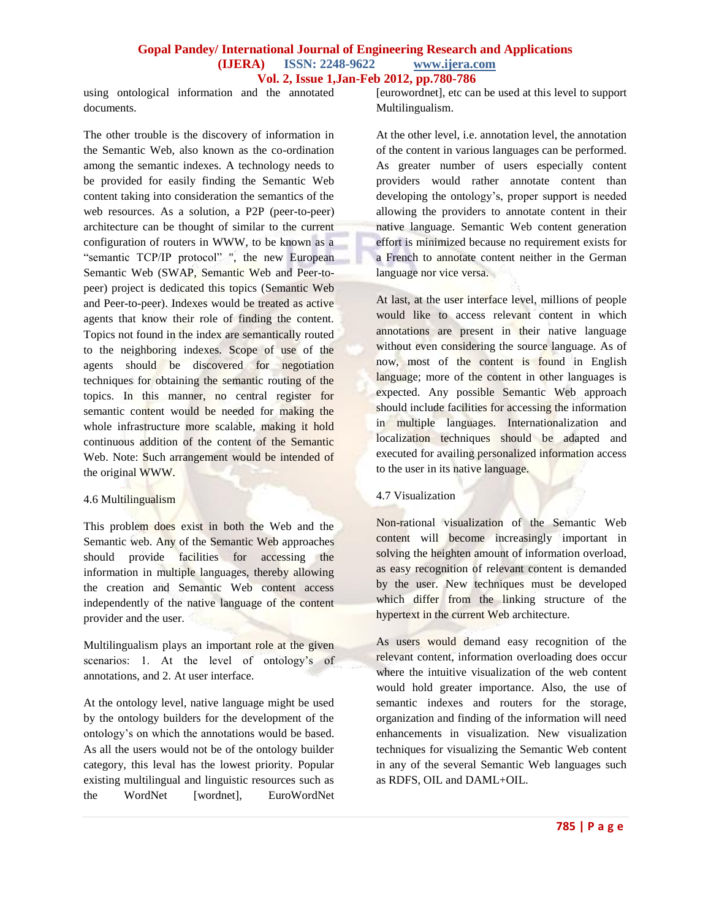using ontological information and the annotated documents.

The other trouble is the discovery of information in the Semantic Web, also known as the co-ordination among the semantic indexes. A technology needs to be provided for easily finding the Semantic Web content taking into consideration the semantics of the web resources. As a solution, a P2P (peer-to-peer) architecture can be thought of similar to the current configuration of routers in WWW, to be known as a "semantic TCP/IP protocol" ", the new European Semantic Web (SWAP, Semantic Web and Peer-to-peer) project is dedicated this topics (Semantic Web and Peer-to-peer). Indexes would be treated as active agents that know their role of finding the content. Topics not found in the index are semantically routed to the neighboring indexes. Scope of use of the agents should be discovered for negotiation techniques for obtaining the semantic routing of the topics. In this manner, no central register for semantic content would be needed for making the whole infrastructure more scalable, making it hold continuous addition of the content of the Semantic Web. Note: Such arrangement would be intended of the original WWW.

### 4.6 Multilingualism

This problem does exist in both the Web and the Semantic web. Any of the Semantic Web approaches should provide facilities for accessing the information in multiple languages, thereby allowing the creation and Semantic Web content access independently of the native language of the content provider and the user.

Multilingualism plays an important role at the given scenarios: 1. At the level of ontology's of annotations, and 2. At user interface.

At the ontology level, native language might be used by the ontology builders for the development of the ontology's on which the annotations would be based. As all the users would not be of the ontology builder category, this leval has the lowest priority. Popular existing multilingual and linguistic resources such as the WordNet [wordnet], EuroWordNet [eurowordnet], etc can be used at this level to support Multilingualism.

At the other level, i.e. annotation level, the annotation of the content in various languages can be performed. As greater number of users especially content providers would rather annotate content than developing the ontology's, proper support is needed allowing the providers to annotate content in their native language. Semantic Web content generation effort is minimized because no requirement exists for a French to annotate content neither in the German language nor vice versa.

At last, at the user interface level, millions of people would like to access relevant content in which annotations are present in their native language without even considering the source language. As of now, most of the content is found in English language; more of the content in other languages is expected. Any possible Semantic Web approach should include facilities for accessing the information in multiple languages. Internationalization and localization techniques should be adapted and executed for availing personalized information access to the user in its native language.

### 4.7 Visualization

Non-rational visualization of the Semantic Web content will become increasingly important in solving the heighten amount of information overload, as easy recognition of relevant content is demanded by the user. New techniques must be developed which differ from the linking structure of the hypertext in the current Web architecture.

As users would demand easy recognition of the relevant content, information overloading does occur where the intuitive visualization of the web content would hold greater importance. Also, the use of semantic indexes and routers for the storage, organization and finding of the information will need enhancements in visualization. New visualization techniques for visualizing the Semantic Web content in any of the several Semantic Web languages such as RDFS, OIL and DAML+OIL.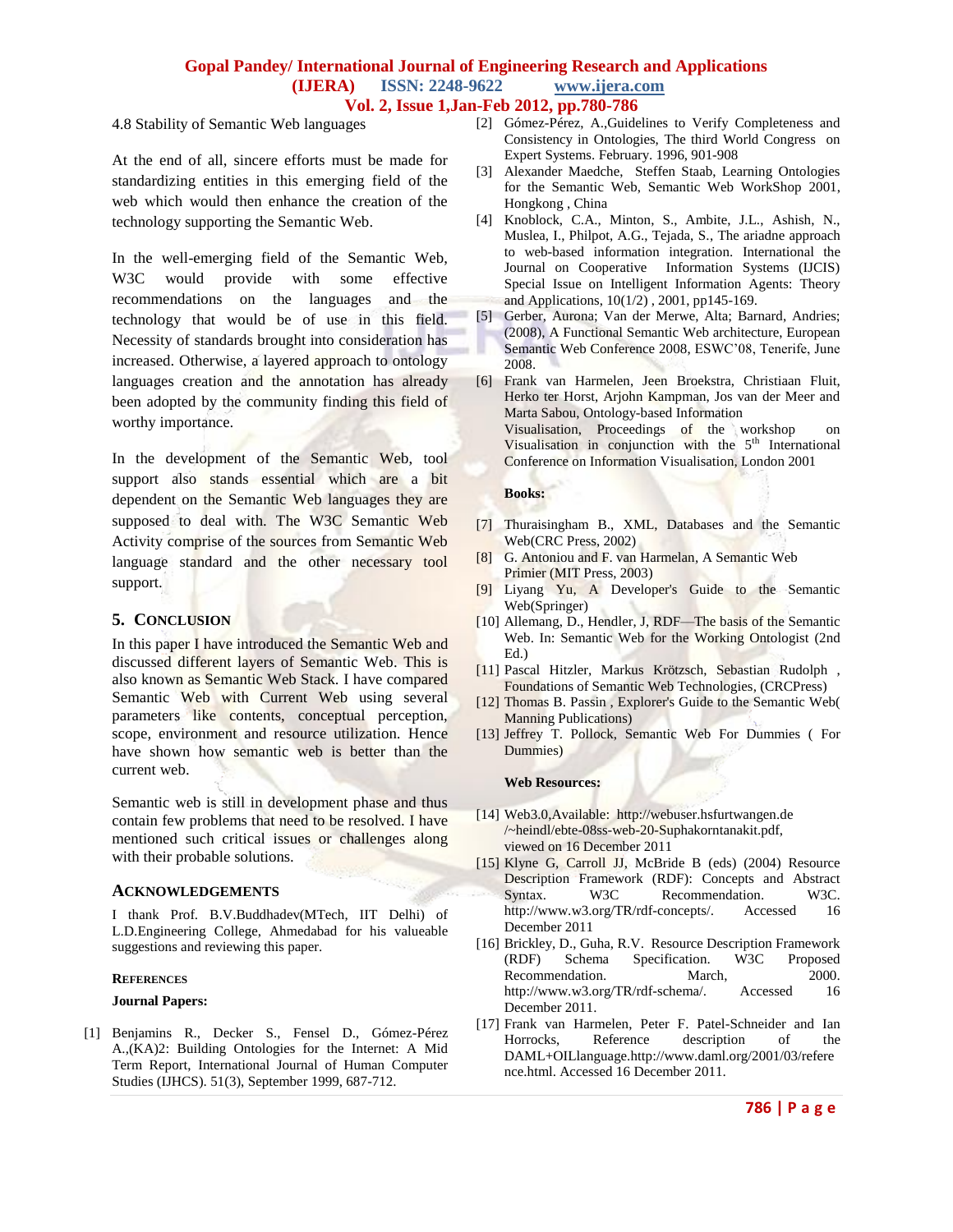4.8 Stability of Semantic Web languages

At the end of all, sincere efforts must be made for standardizing entities in this emerging field of the web which would then enhance the creation of the technology supporting the Semantic Web.

In the well-emerging field of the Semantic Web, W3C would provide with some effective recommendations on the languages and the technology that would be of use in this field. Necessity of standards brought into consideration has increased. Otherwise, a layered approach to ontology languages creation and the annotation has already been adopted by the community finding this field of worthy importance.

In the development of the Semantic Web, tool support also stands essential which are a bit dependent on the Semantic Web languages they are supposed to deal with. The W3C Semantic Web Activity comprise of the sources from Semantic Web language standard and the other necessary tool support.

## 5. Conclusion

In this paper I have introduced the Semantic Web and discussed different layers of Semantic Web. This is also known as Semantic Web Stack. I have compared Semantic Web with Current Web using several parameters like contents, conceptual perception, scope, environment and resource utilization. Hence have shown how semantic web is better than the current web.

Semantic web is still in development phase and thus contain few problems that need to be resolved. I have mentioned such critical issues or challenges along with their probable solutions.

## Acknowledgements

I thank Prof. B.V.Buddhadev(MTech, IIT Delhi) of L.D.Engineering College, Ahmedabad for his valueable suggestions and reviewing this paper.

## References

**Journal Papers:**

[1] Benjamins R., Decker S., Fensel D., Gómez-Pérez A.,(KA)2: Building Ontologies for the Internet: A Mid Term Report, International Journal of Human Computer Studies (IJHCS). 51(3), September 1999, 687-712.

[2] Gómez-Pérez, A.,Guidelines to Verify Completeness and Consistency in Ontologies, The third World Congress on Expert Systems. February. 1996, 901-908

[3] Alexander Maedche, Steffen Staab, Learning Ontologies for the Semantic Web, Semantic Web WorkShop 2001, Hongkong , China

[4] Knoblock, C.A., Minton, S., Ambite, J.L., Ashish, N., Muslea, I., Philpot, A.G., Tejada, S., The ariadne approach to web-based information integration. International the Journal on Cooperative Information Systems (IJCIS) Special Issue on Intelligent Information Agents: Theory and Applications, 10(1/2) , 2001, pp145-169.

[5] Gerber, Aurona; Van der Merwe, Alta; Barnard, Andries; (2008), A Functional Semantic Web architecture, European Semantic Web Conference 2008, ESWC'08, Tenerife, June 2008.

[6] Frank van Harmelen, Jeen Broekstra, Christiaan Fluit, Herko ter Horst, Arjohn Kampman, Jos van der Meer and Marta Sabou, Ontology-based Information Visualisation, Proceedings of the workshop on Visualisation in conjunction with the 5th International Conference on Information Visualisation, London 2001

**Books:**

[7] Thuraisingham B., XML, Databases and the Semantic Web(CRC Press, 2002)

[8] G. Antoniou and F. van Harmelan, A Semantic Web Primier (MIT Press, 2003)

[9] Liyang Yu, A Developer's Guide to the Semantic Web(Springer)

[10] Allemang, D., Hendler, J, RDF—The basis of the Semantic Web. In: Semantic Web for the Working Ontologist (2nd Ed.)

[11] Pascal Hitzler, Markus Krötzsch, Sebastian Rudolph , Foundations of Semantic Web Technologies, (CRCPress)

[12] Thomas B. Passin , Explorer's Guide to the Semantic Web( Manning Publications)

[13] Jeffrey T. Pollock, Semantic Web For Dummies ( For Dummies)

**Web Resources:**

[14] Web3.0,Available: http://webuser.hsfurtwangen.de /~heindl/ebte-08ss-web-20-Suphakorntanakit.pdf, viewed on 16 December 2011

[15] Klyne G, Carroll JJ, McBride B (eds) (2004) Resource Description Framework (RDF): Concepts and Abstract Syntax. W3C Recommendation. W3C. http://www.w3.org/TR/rdf-concepts/. Accessed 16 December 2011

[16] Brickley, D., Guha, R.V. Resource Description Framework (RDF) Schema Specification. W3C Proposed Recommendation. March, 2000. http://www.w3.org/TR/rdf-schema/. Accessed 16 December 2011.

[17] Frank van Harmelen, Peter F. Patel-Schneider and Ian Horrocks, Reference description of the DAML+OILlanguage.http://www.daml.org/2001/03/reference.html. Accessed 16 December 2011.